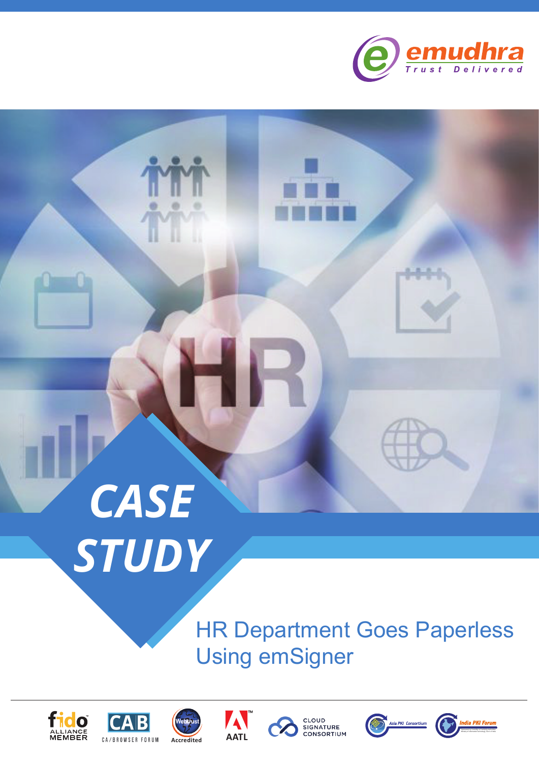# CASE STUDY

## HR Department Goes Paperless Using emSigner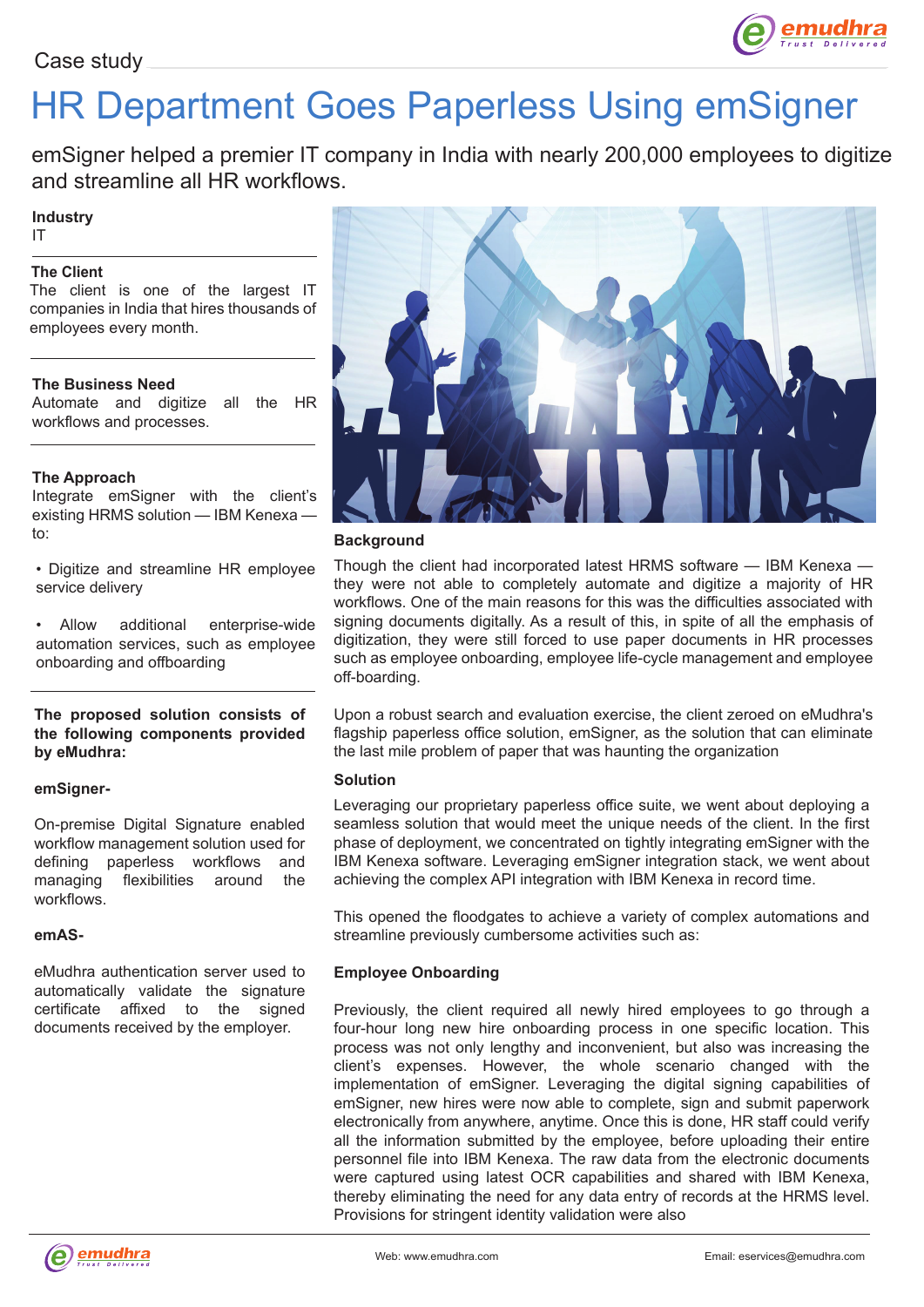Case study

# HR Department Goes Paperless Using emSigner

emSigner helped a premier IT company in India with nearly 200,000 employees to digitize and streamline all HR workflows.

**Industry**
IT

**The Client**
The client is one of the largest IT companies in India that hires thousands of employees every month.

**The Business Need**
Automate and digitize all the HR workflows and processes.

**The Approach**
Integrate emSigner with the client's existing HRMS solution — IBM Kenexa — to:

- Digitize and streamline HR employee service delivery
- Allow additional enterprise-wide automation services, such as employee onboarding and offboarding

**The proposed solution consists of the following components provided by eMudhra:**

**emSigner-**

On-premise Digital Signature enabled workflow management solution used for defining paperless workflows and managing flexibilities around the workflows.

**emAS-**

eMudhra authentication server used to automatically validate the signature certificate affixed to the signed documents received by the employer.

### Background

Though the client had incorporated latest HRMS software — IBM Kenexa — they were not able to completely automate and digitize a majority of HR workflows. One of the main reasons for this was the difficulties associated with signing documents digitally. As a result of this, in spite of all the emphasis of digitization, they were still forced to use paper documents in HR processes such as employee onboarding, employee life-cycle management and employee off-boarding.

Upon a robust search and evaluation exercise, the client zeroed on eMudhra's flagship paperless office solution, emSigner, as the solution that can eliminate the last mile problem of paper that was haunting the organization

### Solution

Leveraging our proprietary paperless office suite, we went about deploying a seamless solution that would meet the unique needs of the client. In the first phase of deployment, we concentrated on tightly integrating emSigner with the IBM Kenexa software. Leveraging emSigner integration stack, we went about achieving the complex API integration with IBM Kenexa in record time.

This opened the floodgates to achieve a variety of complex automations and streamline previously cumbersome activities such as:

### Employee Onboarding

Previously, the client required all newly hired employees to go through a four-hour long new hire onboarding process in one specific location. This process was not only lengthy and inconvenient, but also was increasing the client's expenses. However, the whole scenario changed with the implementation of emSigner. Leveraging the digital signing capabilities of emSigner, new hires were now able to complete, sign and submit paperwork electronically from anywhere, anytime. Once this is done, HR staff could verify all the information submitted by the employee, before uploading their entire personnel file into IBM Kenexa. The raw data from the electronic documents were captured using latest OCR capabilities and shared with IBM Kenexa, thereby eliminating the need for any data entry of records at the HRMS level. Provisions for stringent identity validation were also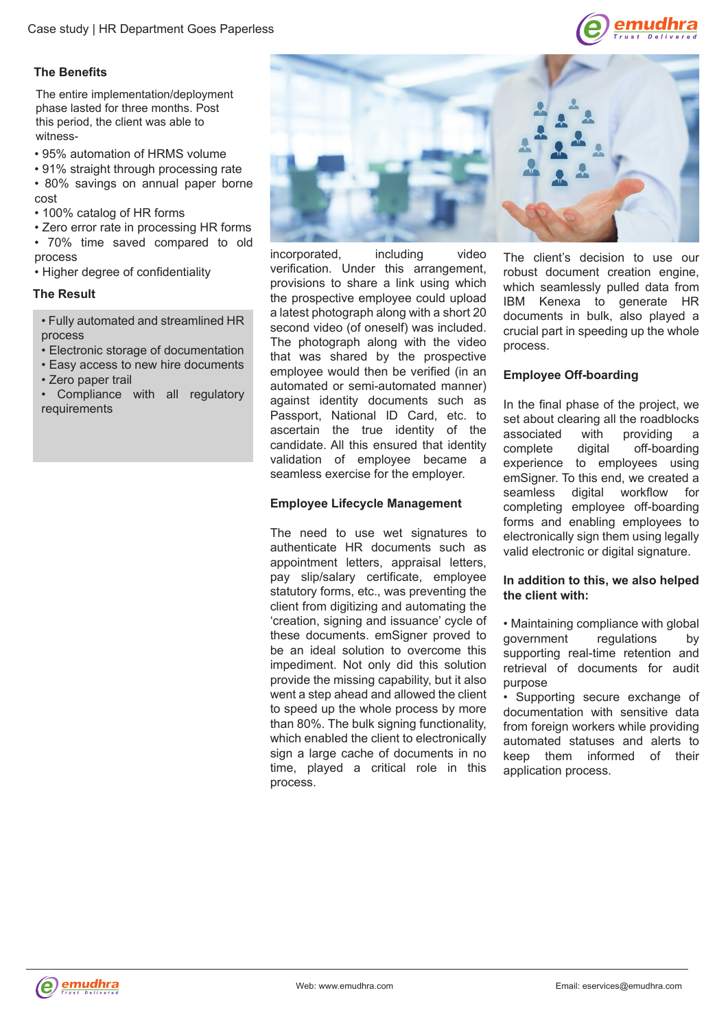## The Benefits

The entire implementation/deployment phase lasted for three months. Post this period, the client was able to witness-

- 95% automation of HRMS volume
- 91% straight through processing rate
- 80% savings on annual paper borne cost
- 100% catalog of HR forms
- Zero error rate in processing HR forms
- 70% time saved compared to old process
- Higher degree of confidentiality

## The Result

- Fully automated and streamlined HR process
- Electronic storage of documentation
- Easy access to new hire documents
- Zero paper trail
- Compliance with all regulatory requirements

incorporated, including video verification. Under this arrangement, provisions to share a link using which the prospective employee could upload a latest photograph along with a short 20 second video (of oneself) was included. The photograph along with the video that was shared by the prospective employee would then be verified (in an automated or semi-automated manner) against identity documents such as Passport, National ID Card, etc. to ascertain the true identity of the candidate. All this ensured that identity validation of employee became a seamless exercise for the employer.

### Employee Lifecycle Management

The need to use wet signatures to authenticate HR documents such as appointment letters, appraisal letters, pay slip/salary certificate, employee statutory forms, etc., was preventing the client from digitizing and automating the 'creation, signing and issuance' cycle of these documents. emSigner proved to be an ideal solution to overcome this impediment. Not only did this solution provide the missing capability, but it also went a step ahead and allowed the client to speed up the whole process by more than 80%. The bulk signing functionality, which enabled the client to electronically sign a large cache of documents in no time, played a critical role in this process.

The client's decision to use our robust document creation engine, which seamlessly pulled data from IBM Kenexa to generate HR documents in bulk, also played a crucial part in speeding up the whole process.

### Employee Off-boarding

In the final phase of the project, we set about clearing all the roadblocks associated with providing a complete digital off-boarding experience to employees using emSigner. To this end, we created a seamless digital workflow for completing employee off-boarding forms and enabling employees to electronically sign them using legally valid electronic or digital signature.

**In addition to this, we also helped the client with:**

- Maintaining compliance with global government regulations by supporting real-time retention and retrieval of documents for audit purpose
- Supporting secure exchange of documentation with sensitive data from foreign workers while providing automated statuses and alerts to keep them informed of their application process.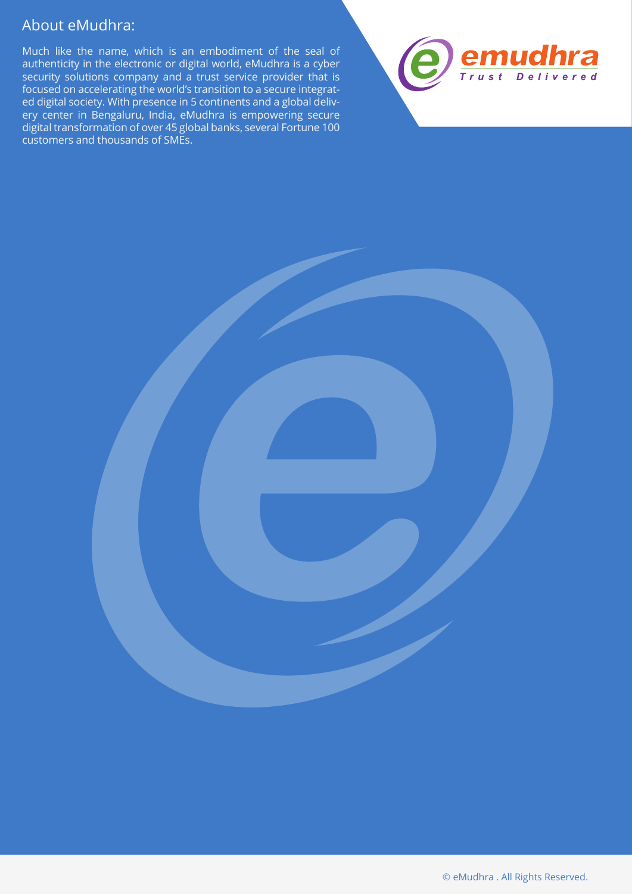## About eMudhra:

Much like the name, which is an embodiment of the seal of authenticity in the electronic or digital world, eMudhra is a cyber security solutions company and a trust service provider that is focused on accelerating the world's transition to a secure integrated digital society. With presence in 5 continents and a global delivery center in Bengaluru, India, eMudhra is empowering secure digital transformation of over 45 global banks, several Fortune 100 customers and thousands of SMEs.

emudhra
Trust Delivered

© eMudhra . All Rights Reserved.